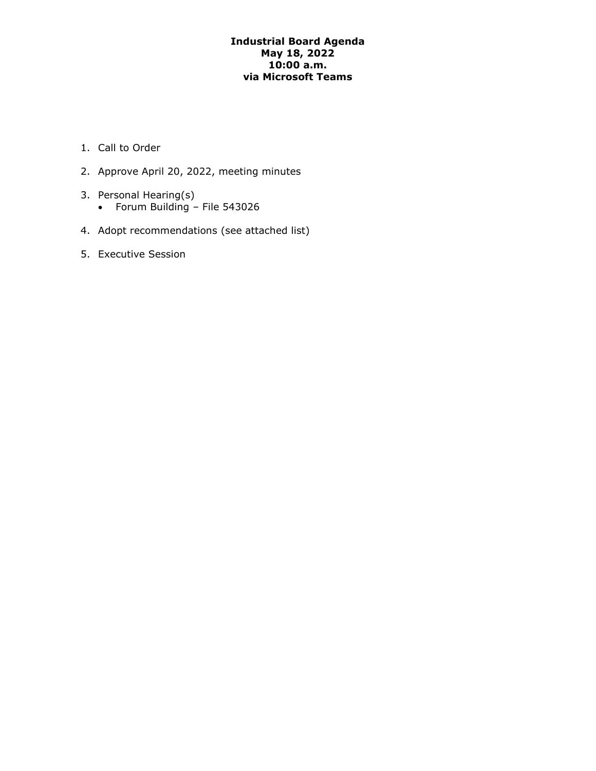# Industrial Board Agenda
## May 18, 2022
## 10:00 a.m.
## via Microsoft Teams

1. Call to Order
2. Approve April 20, 2022, meeting minutes
3. Personal Hearing(s)
   - Forum Building – File 543026
4. Adopt recommendations (see attached list)
5. Executive Session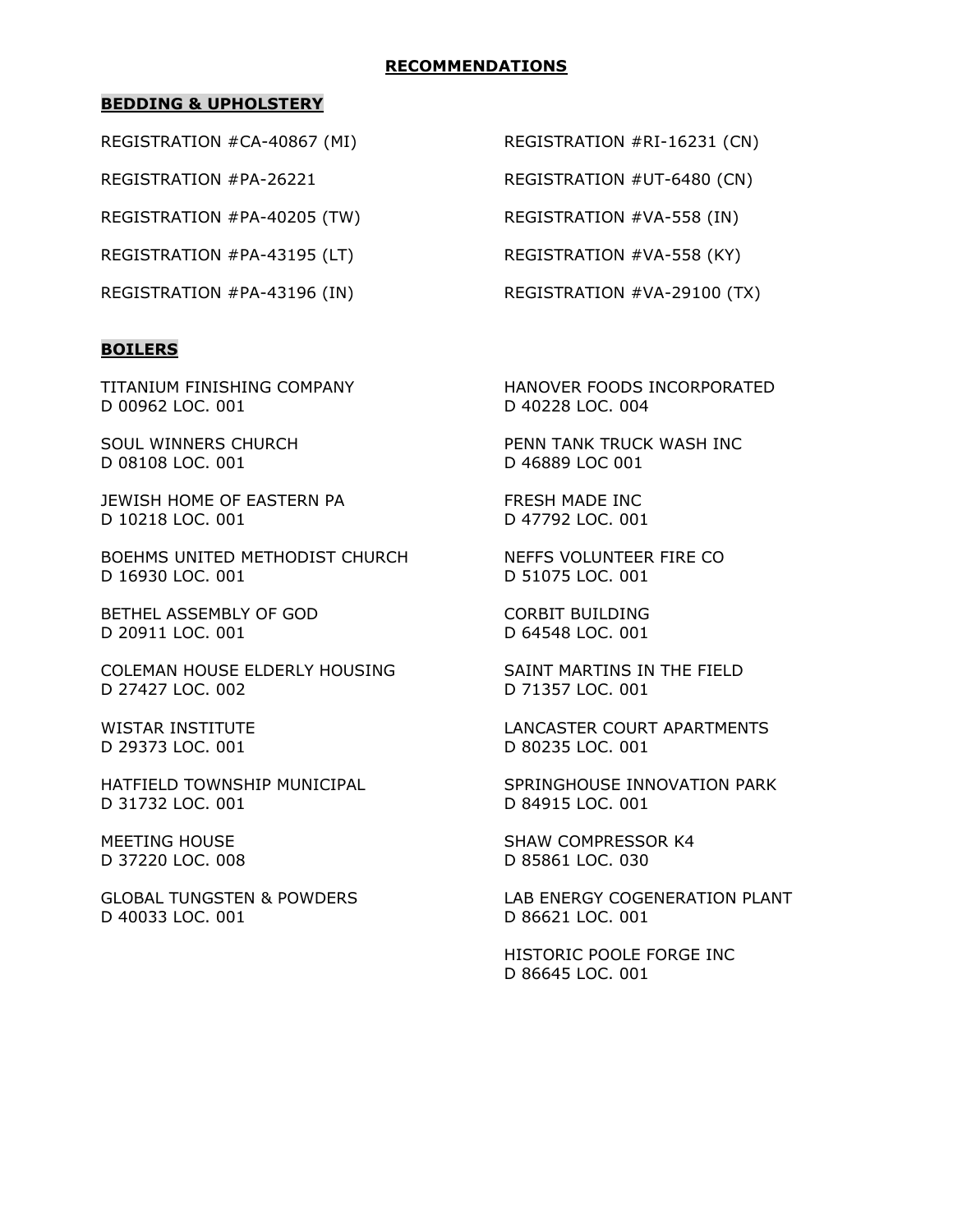# RECOMMENDATIONS

## BEDDING & UPHOLSTERY

REGISTRATION #CA-40867 (MI)

REGISTRATION #PA-26221

REGISTRATION #PA-40205 (TW)

REGISTRATION #PA-43195 (LT)

REGISTRATION #PA-43196 (IN)

REGISTRATION #RI-16231 (CN)

REGISTRATION #UT-6480 (CN)

REGISTRATION #VA-558 (IN)

REGISTRATION #VA-558 (KY)

REGISTRATION #VA-29100 (TX)

## BOILERS

TITANIUM FINISHING COMPANY
D 00962 LOC. 001

SOUL WINNERS CHURCH
D 08108 LOC. 001

JEWISH HOME OF EASTERN PA
D 10218 LOC. 001

BOEHMS UNITED METHODIST CHURCH
D 16930 LOC. 001

BETHEL ASSEMBLY OF GOD
D 20911 LOC. 001

COLEMAN HOUSE ELDERLY HOUSING
D 27427 LOC. 002

WISTAR INSTITUTE
D 29373 LOC. 001

HATFIELD TOWNSHIP MUNICIPAL
D 31732 LOC. 001

MEETING HOUSE
D 37220 LOC. 008

GLOBAL TUNGSTEN & POWDERS
D 40033 LOC. 001

HANOVER FOODS INCORPORATED
D 40228 LOC. 004

PENN TANK TRUCK WASH INC
D 46889 LOC 001

FRESH MADE INC
D 47792 LOC. 001

NEFFS VOLUNTEER FIRE CO
D 51075 LOC. 001

CORBIT BUILDING
D 64548 LOC. 001

SAINT MARTINS IN THE FIELD
D 71357 LOC. 001

LANCASTER COURT APARTMENTS
D 80235 LOC. 001

SPRINGHOUSE INNOVATION PARK
D 84915 LOC. 001

SHAW COMPRESSOR K4
D 85861 LOC. 030

LAB ENERGY COGENERATION PLANT
D 86621 LOC. 001

HISTORIC POOLE FORGE INC
D 86645 LOC. 001